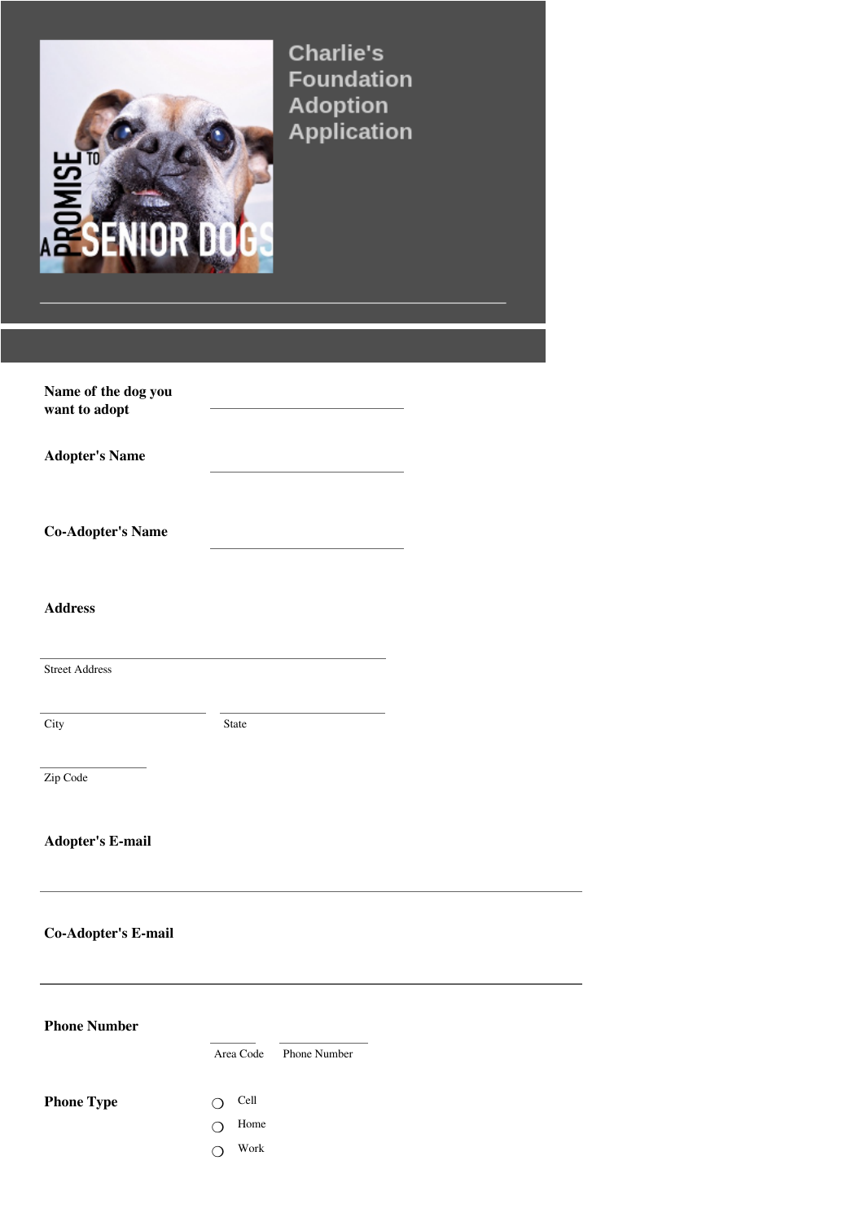# Charlie's Foundation Adoption Application

**Name of the dog you want to adopt** ______________________

**Adopter's Name** ______________________

**Co-Adopter's Name** ______________________

**Address**

______________________
Street Address

______________________ ______________________
City State

______________
Zip Code

**Adopter's E-mail**

______________________

**Co-Adopter's E-mail**

______________________

**Phone Number**

________ ______________
Area Code Phone Number

**Phone Type**

- ○ Cell
- ○ Home
- ○ Work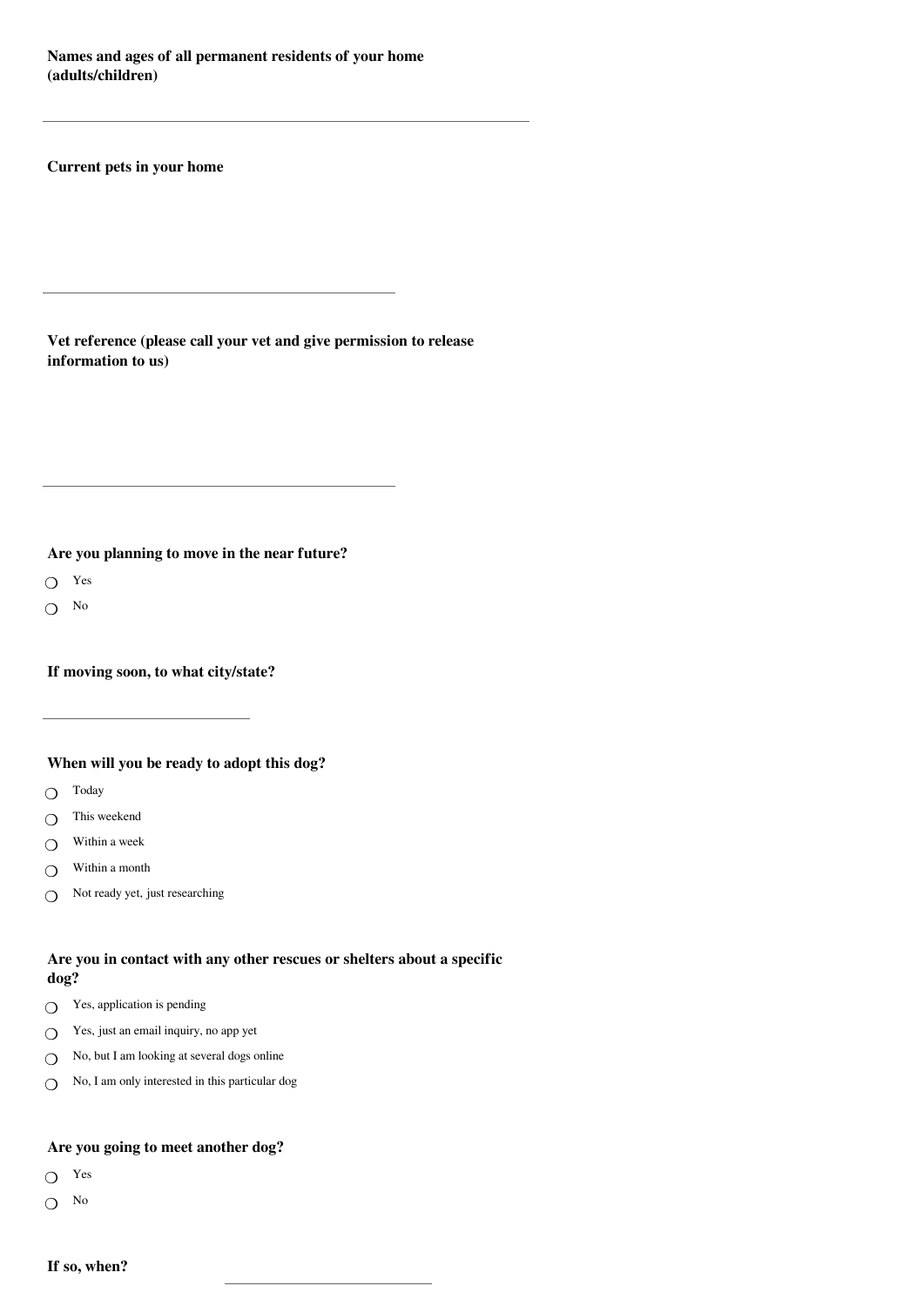**Names and ages of all permanent residents of your home (adults/children)**

---

**Current pets in your home**

---

**Vet reference (please call your vet and give permission to release information to us)**

---

**Are you planning to move in the near future?**

- ○ Yes
- ○ No

**If moving soon, to what city/state?**

---

**When will you be ready to adopt this dog?**

- ○ Today
- ○ This weekend
- ○ Within a week
- ○ Within a month
- ○ Not ready yet, just researching

**Are you in contact with any other rescues or shelters about a specific dog?**

- ○ Yes, application is pending
- ○ Yes, just an email inquiry, no app yet
- ○ No, but I am looking at several dogs online
- ○ No, I am only interested in this particular dog

**Are you going to meet another dog?**

- ○ Yes
- ○ No

**If so, when?** ______________________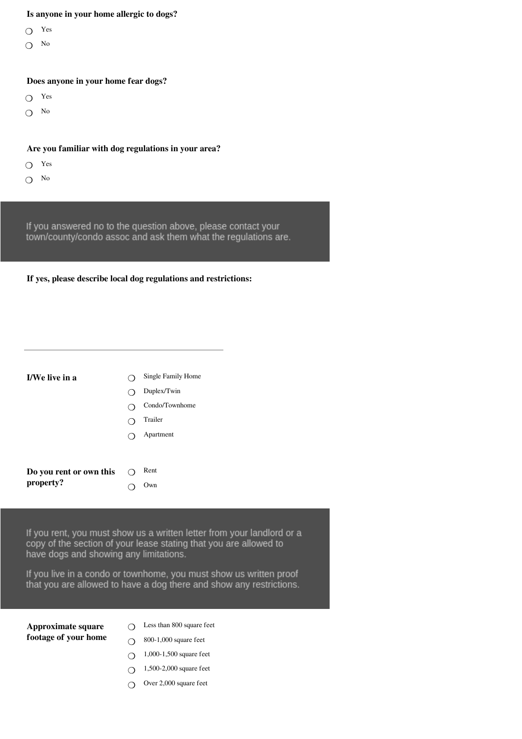**Is anyone in your home allergic to dogs?**

- ○ Yes
- ○ No

**Does anyone in your home fear dogs?**

- ○ Yes
- ○ No

**Are you familiar with dog regulations in your area?**

- ○ Yes
- ○ No

> If you answered no to the question above, please contact your town/county/condo assoc and ask them what the regulations are.

**If yes, please describe local dog regulations and restrictions:**

___________________________________________

**I/We live in a**

- ○ Single Family Home
- ○ Duplex/Twin
- ○ Condo/Townhome
- ○ Trailer
- ○ Apartment

**Do you rent or own this property?**

- ○ Rent
- ○ Own

> If you rent, you must show us a written letter from your landlord or a copy of the section of your lease stating that you are allowed to have dogs and showing any limitations.
>
> If you live in a condo or townhome, you must show us written proof that you are allowed to have a dog there and show any restrictions.

**Approximate square footage of your home**

- ○ Less than 800 square feet
- ○ 800-1,000 square feet
- ○ 1,000-1,500 square feet
- ○ 1,500-2,000 square feet
- ○ Over 2,000 square feet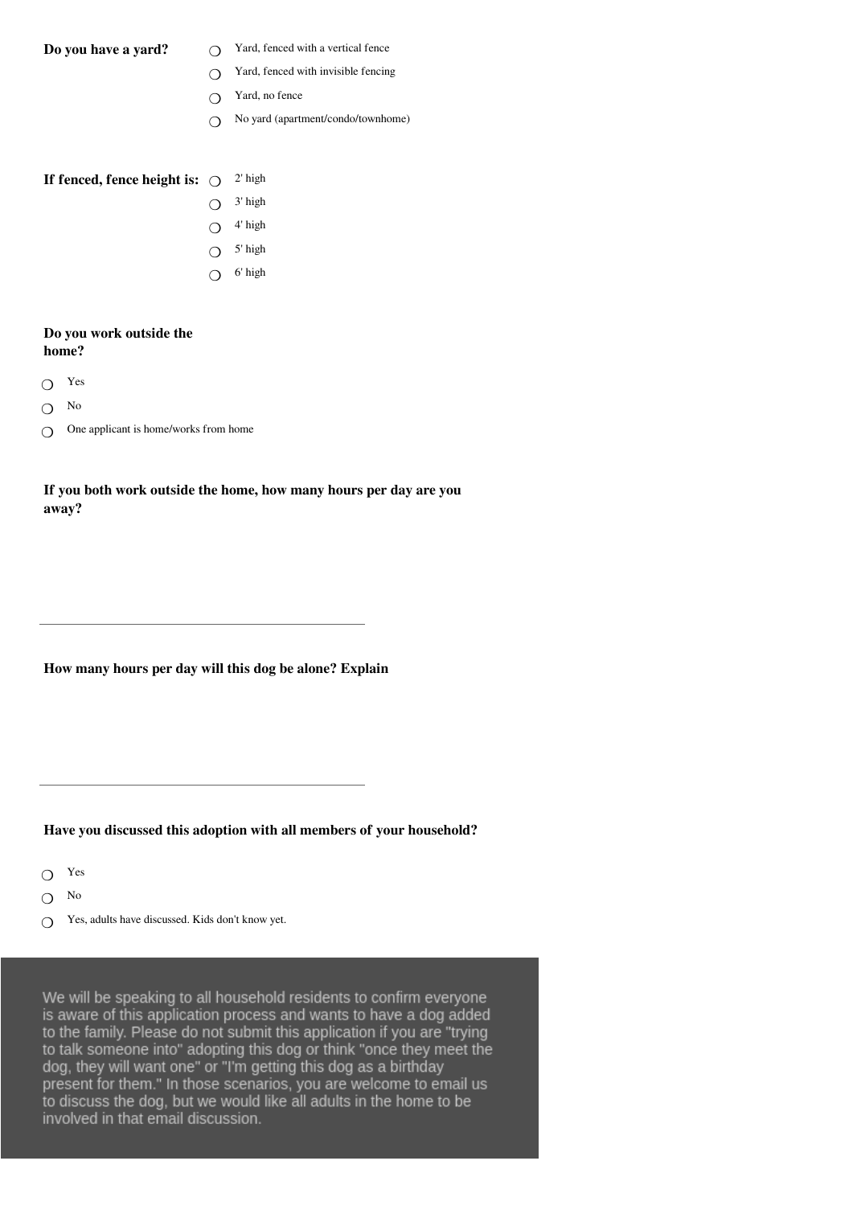**Do you have a yard?**

- ❍ Yard, fenced with a vertical fence
- ❍ Yard, fenced with invisible fencing
- ❍ Yard, no fence
- ❍ No yard (apartment/condo/townhome)

**If fenced, fence height is:**

- ❍ 2' high
- ❍ 3' high
- ❍ 4' high
- ❍ 5' high
- ❍ 6' high

**Do you work outside the home?**

- ❍ Yes
- ❍ No
- ❍ One applicant is home/works from home

**If you both work outside the home, how many hours per day are you away?**

______________________________________________

**How many hours per day will this dog be alone? Explain**

______________________________________________

**Have you discussed this adoption with all members of your household?**

- ❍ Yes
- ❍ No
- ❍ Yes, adults have discussed. Kids don't know yet.

We will be speaking to all household residents to confirm everyone is aware of this application process and wants to have a dog added to the family. Please do not submit this application if you are "trying to talk someone into" adopting this dog or think "once they meet the dog, they will want one" or "I'm getting this dog as a birthday present for them." In those scenarios, you are welcome to email us to discuss the dog, but we would like all adults in the home to be involved in that email discussion.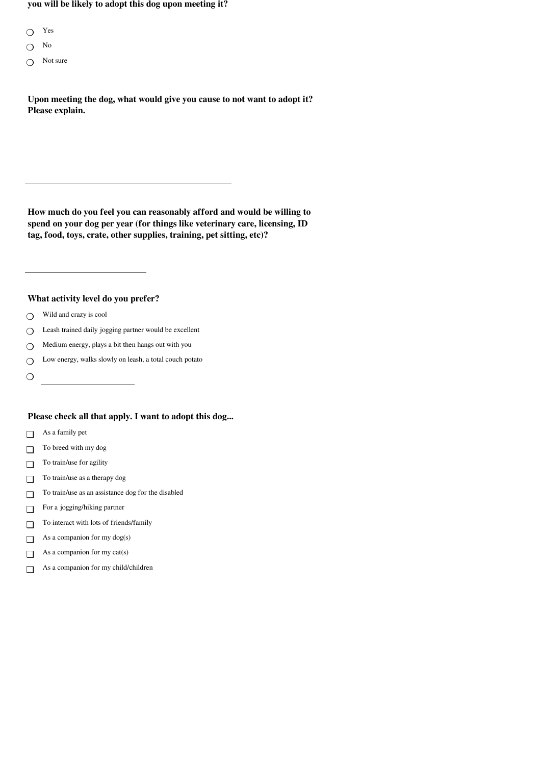**you will be likely to adopt this dog upon meeting it?**

- ○ Yes
- ○ No
- ○ Not sure

**Upon meeting the dog, what would give you cause to not want to adopt it? Please explain.**

\_\_\_\_\_\_\_\_\_\_\_\_\_\_\_\_\_\_\_\_\_\_\_\_\_\_\_\_\_\_\_\_\_\_\_\_\_\_\_\_\_\_\_\_

**How much do you feel you can reasonably afford and would be willing to spend on your dog per year (for things like veterinary care, licensing, ID tag, food, toys, crate, other supplies, training, pet sitting, etc)?**

\_\_\_\_\_\_\_\_\_\_\_\_\_\_\_\_\_\_\_\_\_\_\_\_\_\_

**What activity level do you prefer?**

- ○ Wild and crazy is cool
- ○ Leash trained daily jogging partner would be excellent
- ○ Medium energy, plays a bit then hangs out with you
- ○ Low energy, walks slowly on leash, a total couch potato
- ○ \_\_\_\_\_\_\_\_\_\_\_\_\_\_\_\_\_\_\_\_

**Please check all that apply. I want to adopt this dog...**

- ☐ As a family pet
- ☐ To breed with my dog
- ☐ To train/use for agility
- ☐ To train/use as a therapy dog
- ☐ To train/use as an assistance dog for the disabled
- ☐ For a jogging/hiking partner
- ☐ To interact with lots of friends/family
- ☐ As a companion for my dog(s)
- ☐ As a companion for my cat(s)
- ☐ As a companion for my child/children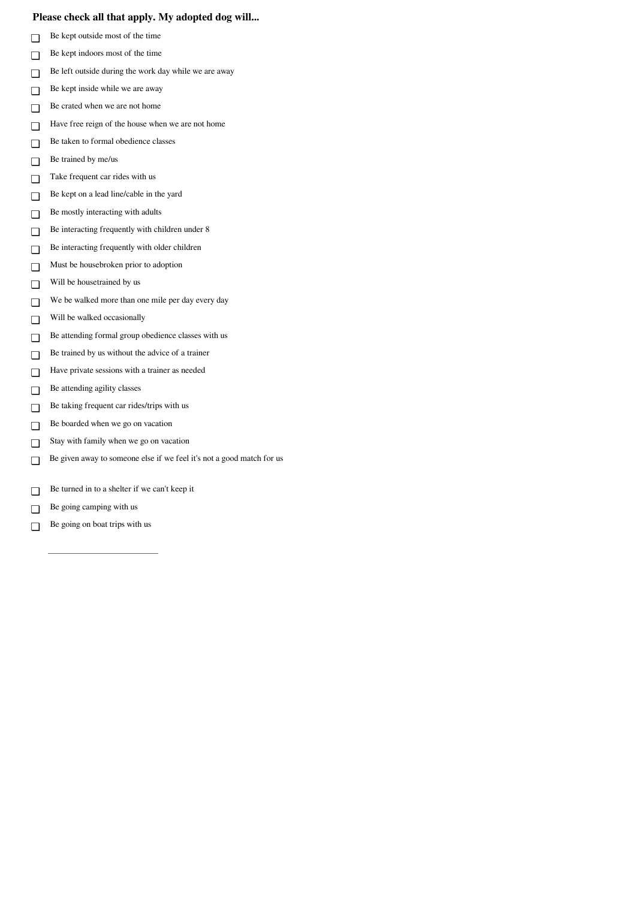**Please check all that apply. My adopted dog will...**

- ☐ Be kept outside most of the time
- ☐ Be kept indoors most of the time
- ☐ Be left outside during the work day while we are away
- ☐ Be kept inside while we are away
- ☐ Be crated when we are not home
- ☐ Have free reign of the house when we are not home
- ☐ Be taken to formal obedience classes
- ☐ Be trained by me/us
- ☐ Take frequent car rides with us
- ☐ Be kept on a lead line/cable in the yard
- ☐ Be mostly interacting with adults
- ☐ Be interacting frequently with children under 8
- ☐ Be interacting frequently with older children
- ☐ Must be housebroken prior to adoption
- ☐ Will be housetrained by us
- ☐ We be walked more than one mile per day every day
- ☐ Will be walked occasionally
- ☐ Be attending formal group obedience classes with us
- ☐ Be trained by us without the advice of a trainer
- ☐ Have private sessions with a trainer as needed
- ☐ Be attending agility classes
- ☐ Be taking frequent car rides/trips with us
- ☐ Be boarded when we go on vacation
- ☐ Stay with family when we go on vacation
- ☐ Be given away to someone else if we feel it's not a good match for us
- ☐ Be turned in to a shelter if we can't keep it
- ☐ Be going camping with us
- ☐ Be going on boat trips with us

\_\_\_\_\_\_\_\_\_\_\_\_\_\_\_\_\_\_\_\_\_\_\_\_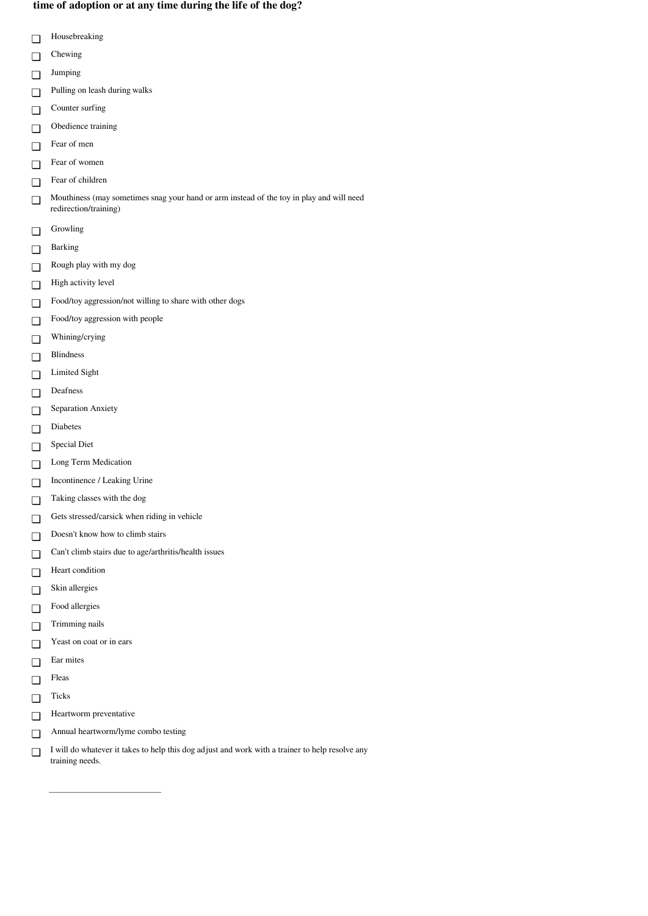**time of adoption or at any time during the life of the dog?**

- [ ] Housebreaking
- [ ] Chewing
- [ ] Jumping
- [ ] Pulling on leash during walks
- [ ] Counter surfing
- [ ] Obedience training
- [ ] Fear of men
- [ ] Fear of women
- [ ] Fear of children
- [ ] Mouthiness (may sometimes snag your hand or arm instead of the toy in play and will need redirection/training)
- [ ] Growling
- [ ] Barking
- [ ] Rough play with my dog
- [ ] High activity level
- [ ] Food/toy aggression/not willing to share with other dogs
- [ ] Food/toy aggression with people
- [ ] Whining/crying
- [ ] Blindness
- [ ] Limited Sight
- [ ] Deafness
- [ ] Separation Anxiety
- [ ] Diabetes
- [ ] Special Diet
- [ ] Long Term Medication
- [ ] Incontinence / Leaking Urine
- [ ] Taking classes with the dog
- [ ] Gets stressed/carsick when riding in vehicle
- [ ] Doesn't know how to climb stairs
- [ ] Can't climb stairs due to age/arthritis/health issues
- [ ] Heart condition
- [ ] Skin allergies
- [ ] Food allergies
- [ ] Trimming nails
- [ ] Yeast on coat or in ears
- [ ] Ear mites
- [ ] Fleas
- [ ] Ticks
- [ ] Heartworm preventative
- [ ] Annual heartworm/lyme combo testing
- [ ] I will do whatever it takes to help this dog adjust and work with a trainer to help resolve any training needs.

\_\_\_\_\_\_\_\_\_\_\_\_\_\_\_\_\_\_\_\_\_\_\_\_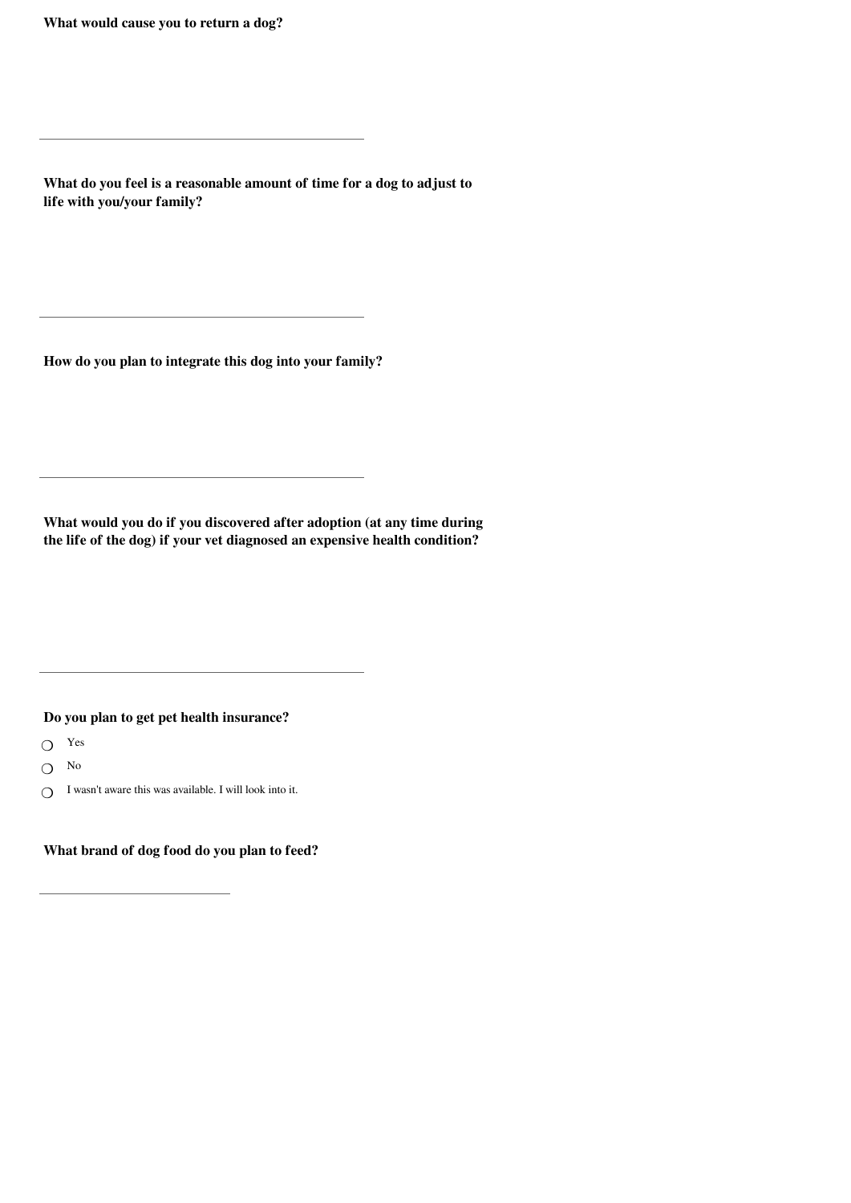**What would cause you to return a dog?**

\_\_\_\_\_\_\_\_\_\_\_\_\_\_\_\_\_\_\_\_\_\_\_\_\_\_\_\_\_\_\_\_\_\_\_\_\_\_\_\_

**What do you feel is a reasonable amount of time for a dog to adjust to life with you/your family?**

\_\_\_\_\_\_\_\_\_\_\_\_\_\_\_\_\_\_\_\_\_\_\_\_\_\_\_\_\_\_\_\_\_\_\_\_\_\_\_\_

**How do you plan to integrate this dog into your family?**

\_\_\_\_\_\_\_\_\_\_\_\_\_\_\_\_\_\_\_\_\_\_\_\_\_\_\_\_\_\_\_\_\_\_\_\_\_\_\_\_

**What would you do if you discovered after adoption (at any time during the life of the dog) if your vet diagnosed an expensive health condition?**

\_\_\_\_\_\_\_\_\_\_\_\_\_\_\_\_\_\_\_\_\_\_\_\_\_\_\_\_\_\_\_\_\_\_\_\_\_\_\_\_

**Do you plan to get pet health insurance?**

- ○ Yes
- ○ No
- ○ I wasn't aware this was available. I will look into it.

**What brand of dog food do you plan to feed?**

\_\_\_\_\_\_\_\_\_\_\_\_\_\_\_\_\_\_\_\_\_\_\_\_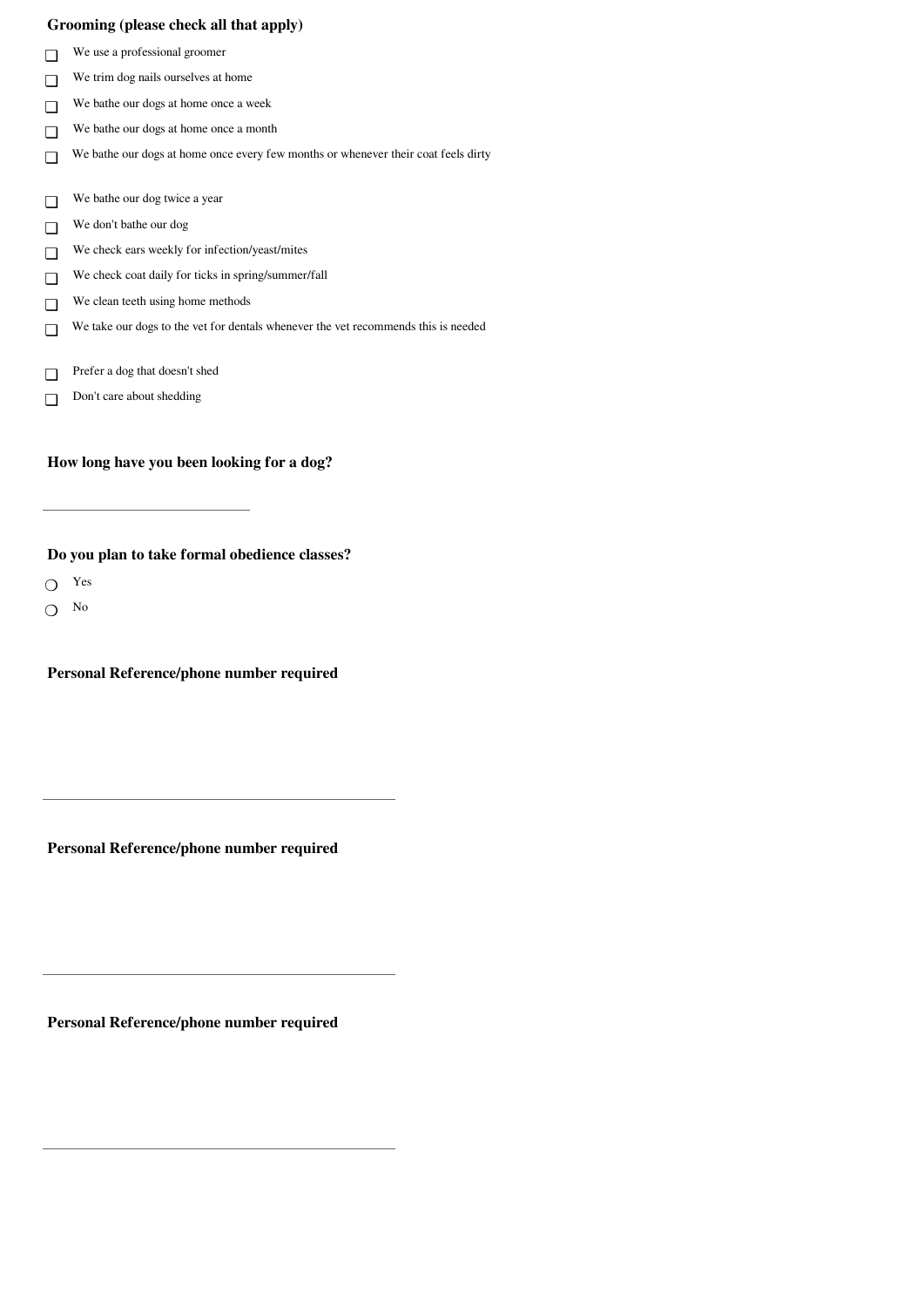**Grooming (please check all that apply)**

- ☐ We use a professional groomer
- ☐ We trim dog nails ourselves at home
- ☐ We bathe our dogs at home once a week
- ☐ We bathe our dogs at home once a month
- ☐ We bathe our dogs at home once every few months or whenever their coat feels dirty
- ☐ We bathe our dog twice a year
- ☐ We don't bathe our dog
- ☐ We check ears weekly for infection/yeast/mites
- ☐ We check coat daily for ticks in spring/summer/fall
- ☐ We clean teeth using home methods
- ☐ We take our dogs to the vet for dentals whenever the vet recommends this is needed
- ☐ Prefer a dog that doesn't shed
- ☐ Don't care about shedding

**How long have you been looking for a dog?**

\_\_\_\_\_\_\_\_\_\_\_\_\_\_\_\_\_\_\_\_\_\_\_\_\_\_\_\_\_\_

**Do you plan to take formal obedience classes?**

- ○ Yes
- ○ No

**Personal Reference/phone number required**

\_\_\_\_\_\_\_\_\_\_\_\_\_\_\_\_\_\_\_\_\_\_\_\_\_\_\_\_\_\_\_\_\_\_\_\_\_\_\_\_\_\_\_\_\_\_\_\_

**Personal Reference/phone number required**

\_\_\_\_\_\_\_\_\_\_\_\_\_\_\_\_\_\_\_\_\_\_\_\_\_\_\_\_\_\_\_\_\_\_\_\_\_\_\_\_\_\_\_\_\_\_\_\_

**Personal Reference/phone number required**

\_\_\_\_\_\_\_\_\_\_\_\_\_\_\_\_\_\_\_\_\_\_\_\_\_\_\_\_\_\_\_\_\_\_\_\_\_\_\_\_\_\_\_\_\_\_\_\_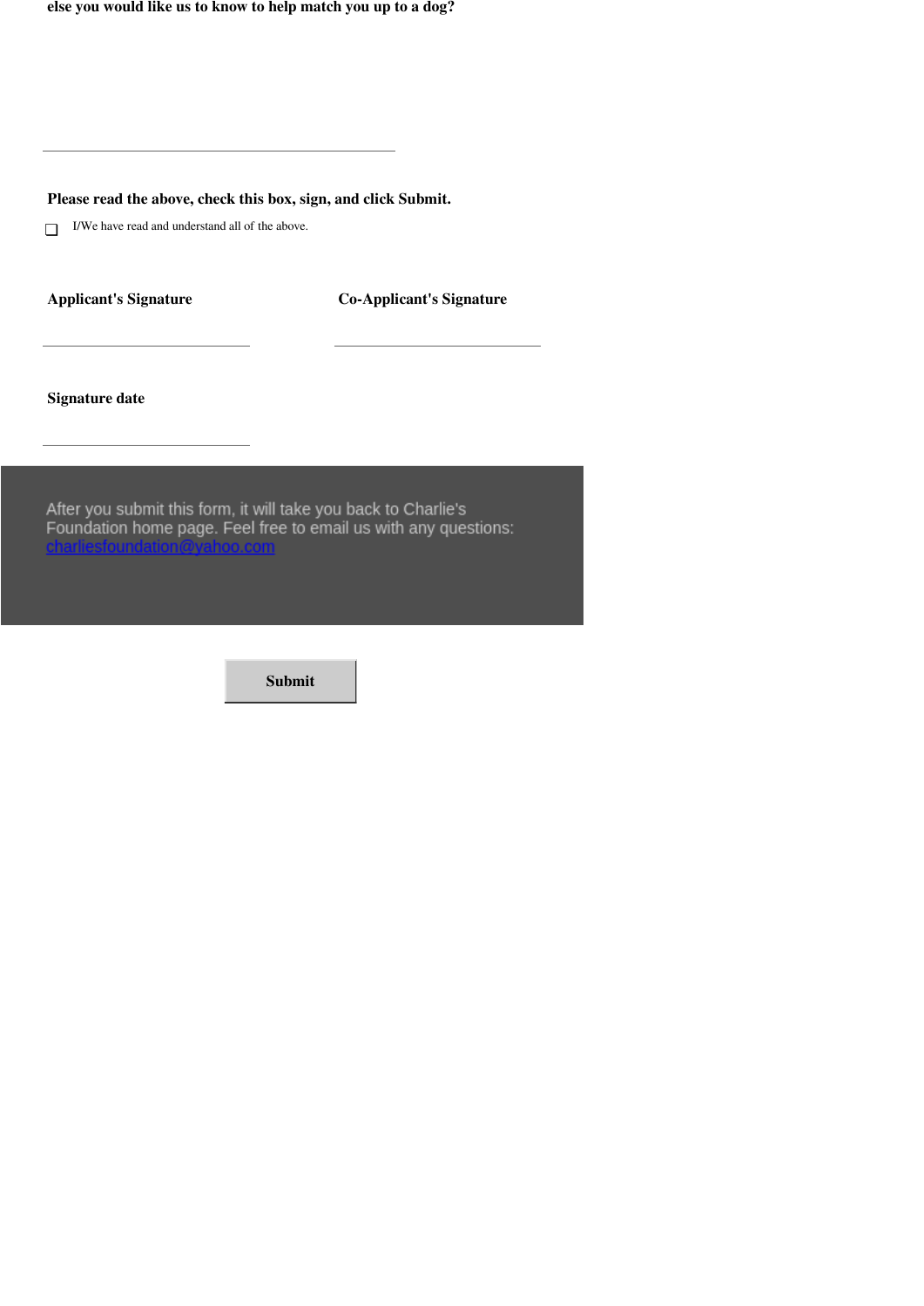**else you would like us to know to help match you up to a dog?**

______________________________________

**Please read the above, check this box, sign, and click Submit.**

☐ I/We have read and understand all of the above.

**Applicant's Signature**

______________________

**Co-Applicant's Signature**

______________________

**Signature date**

______________________

After you submit this form, it will take you back to Charlie's Foundation home page. Feel free to email us with any questions: charliesfoundation@yahoo.com

**Submit**